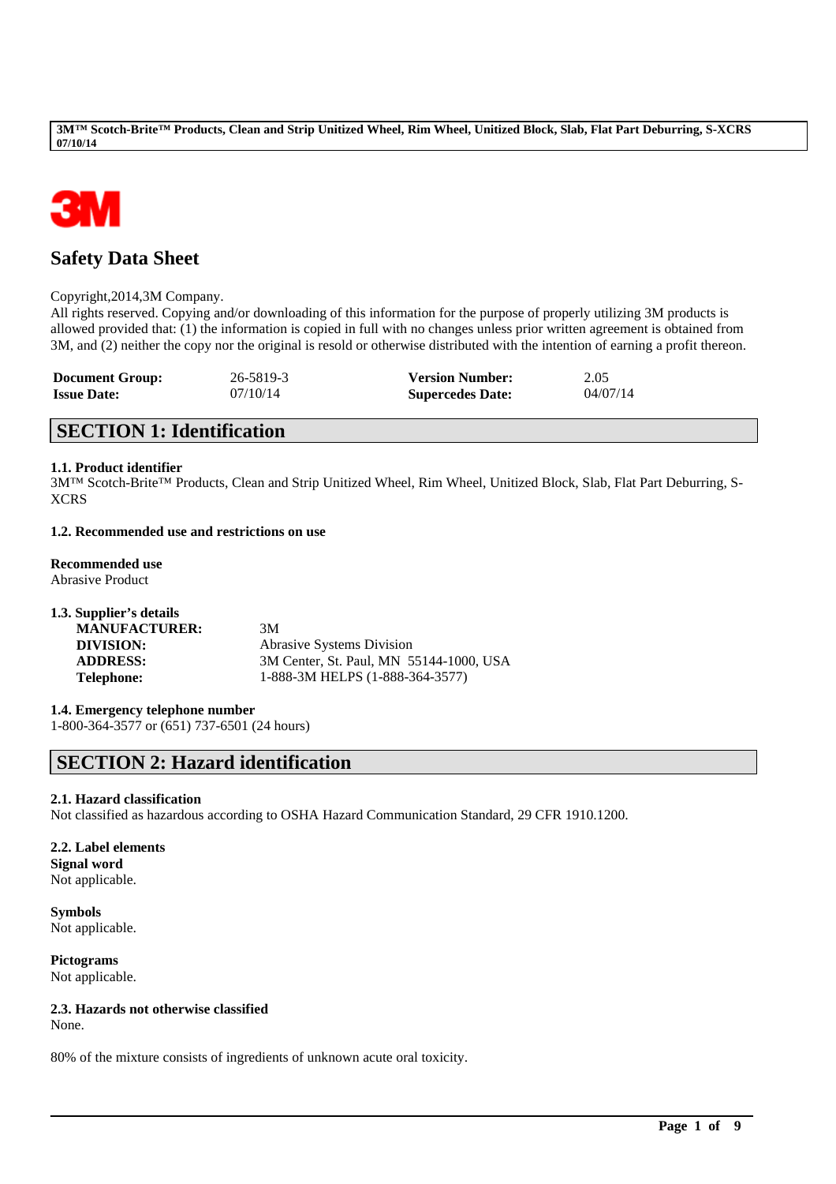# Safety Data Sheet

Copyright,2014,3M Company.
All rights reserved. Copying and/or downloading of this information for the purpose of properly utilizing 3M products is allowed provided that: (1) the information is copied in full with no changes unless prior written agreement is obtained from 3M, and (2) neither the copy nor the original is resold or otherwise distributed with the intention of earning a profit thereon.

| | | | |
|---|---|---|---|
| **Document Group:** | 26-5819-3 | **Version Number:** | 2.05 |
| **Issue Date:** | 07/10/14 | **Supercedes Date:** | 04/07/14 |

## SECTION 1: Identification

**1.1. Product identifier**
3M™ Scotch-Brite™ Products, Clean and Strip Unitized Wheel, Rim Wheel, Unitized Block, Slab, Flat Part Deburring, S-XCRS

**1.2. Recommended use and restrictions on use**

**Recommended use**
Abrasive Product

**1.3. Supplier's details**

| | |
|---|---|
| **MANUFACTURER:** | 3M |
| **DIVISION:** | Abrasive Systems Division |
| **ADDRESS:** | 3M Center, St. Paul, MN 55144-1000, USA |
| **Telephone:** | 1-888-3M HELPS (1-888-364-3577) |

**1.4. Emergency telephone number**
1-800-364-3577 or (651) 737-6501 (24 hours)

## SECTION 2: Hazard identification

**2.1. Hazard classification**
Not classified as hazardous according to OSHA Hazard Communication Standard, 29 CFR 1910.1200.

**2.2. Label elements**
**Signal word**
Not applicable.

**Symbols**
Not applicable.

**Pictograms**
Not applicable.

**2.3. Hazards not otherwise classified**
None.

80% of the mixture consists of ingredients of unknown acute oral toxicity.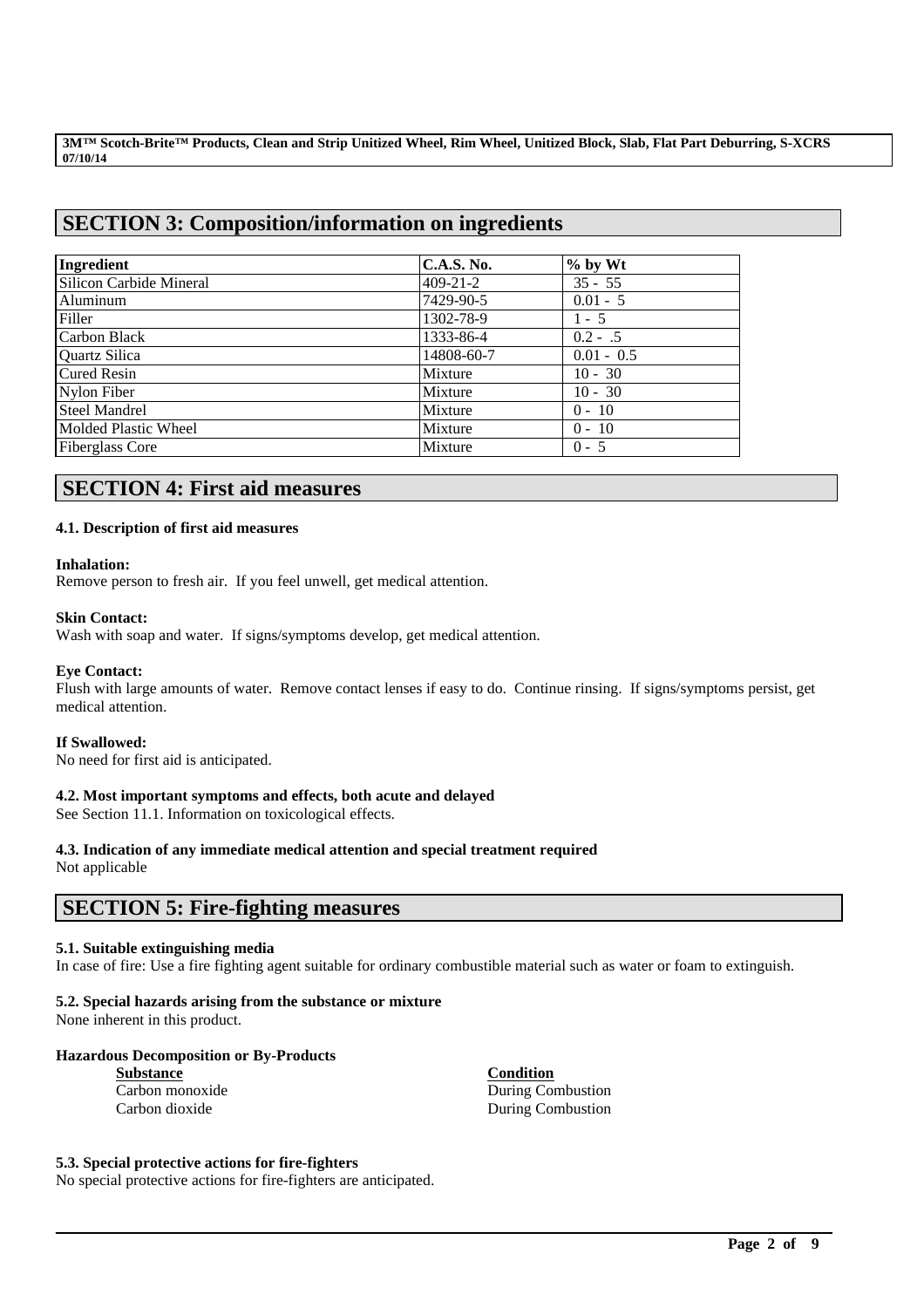## SECTION 3: Composition/information on ingredients

| Ingredient | C.A.S. No. | % by Wt |
|---|---|---|
| Silicon Carbide Mineral | 409-21-2 | 35 - 55 |
| Aluminum | 7429-90-5 | 0.01 - 5 |
| Filler | 1302-78-9 | 1 - 5 |
| Carbon Black | 1333-86-4 | 0.2 - .5 |
| Quartz Silica | 14808-60-7 | 0.01 - 0.5 |
| Cured Resin | Mixture | 10 - 30 |
| Nylon Fiber | Mixture | 10 - 30 |
| Steel Mandrel | Mixture | 0 - 10 |
| Molded Plastic Wheel | Mixture | 0 - 10 |
| Fiberglass Core | Mixture | 0 - 5 |

## SECTION 4: First aid measures

### 4.1. Description of first aid measures

**Inhalation:**
Remove person to fresh air. If you feel unwell, get medical attention.

**Skin Contact:**
Wash with soap and water. If signs/symptoms develop, get medical attention.

**Eye Contact:**
Flush with large amounts of water. Remove contact lenses if easy to do. Continue rinsing. If signs/symptoms persist, get medical attention.

**If Swallowed:**
No need for first aid is anticipated.

### 4.2. Most important symptoms and effects, both acute and delayed

See Section 11.1. Information on toxicological effects.

### 4.3. Indication of any immediate medical attention and special treatment required

Not applicable

## SECTION 5: Fire-fighting measures

### 5.1. Suitable extinguishing media

In case of fire: Use a fire fighting agent suitable for ordinary combustible material such as water or foam to extinguish.

### 5.2. Special hazards arising from the substance or mixture

None inherent in this product.

**Hazardous Decomposition or By-Products**

| Substance | Condition |
|---|---|
| Carbon monoxide | During Combustion |
| Carbon dioxide | During Combustion |

### 5.3. Special protective actions for fire-fighters

No special protective actions for fire-fighters are anticipated.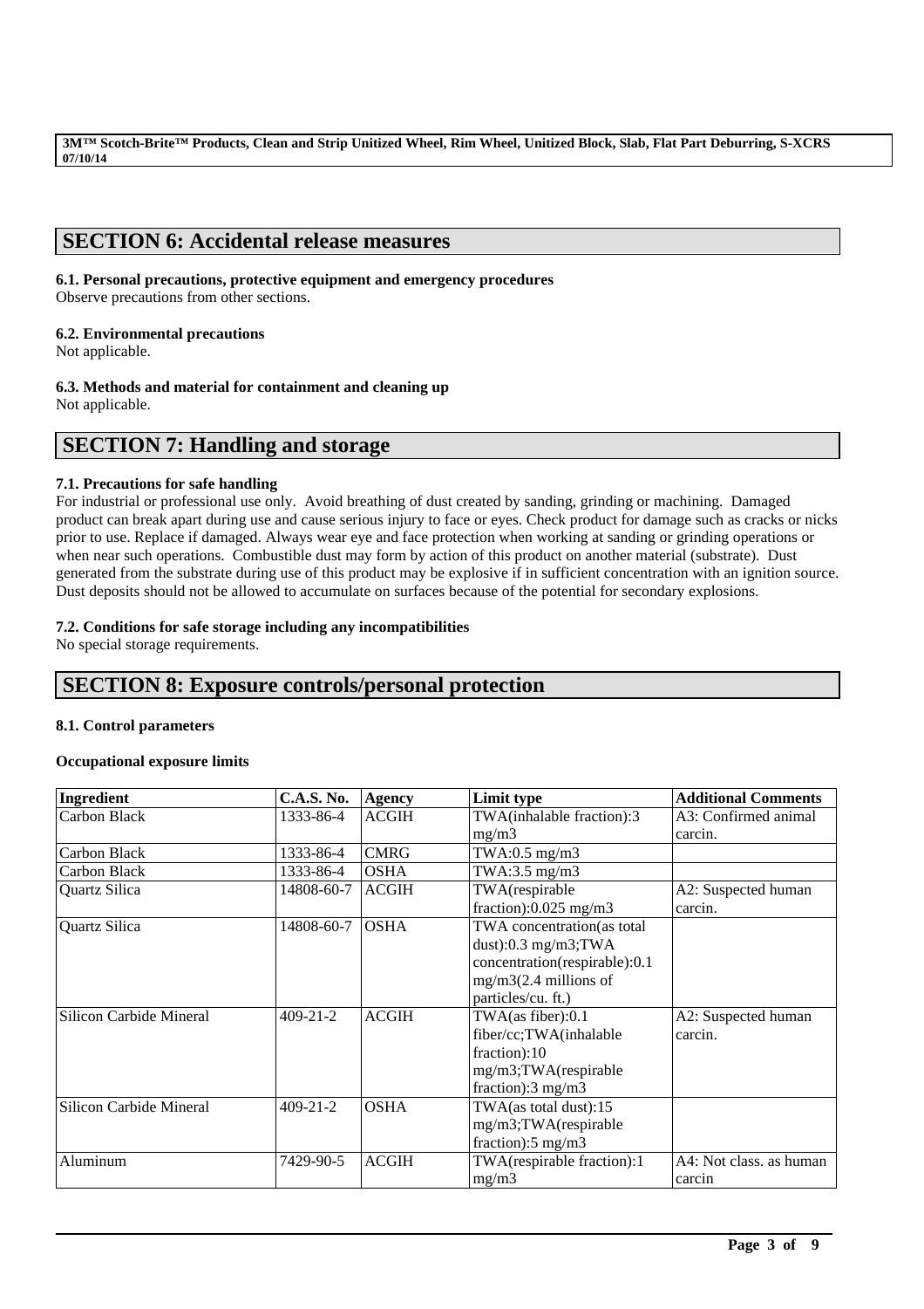## SECTION 6: Accidental release measures

### 6.1. Personal precautions, protective equipment and emergency procedures

Observe precautions from other sections.

### 6.2. Environmental precautions

Not applicable.

### 6.3. Methods and material for containment and cleaning up

Not applicable.

## SECTION 7: Handling and storage

### 7.1. Precautions for safe handling

For industrial or professional use only. Avoid breathing of dust created by sanding, grinding or machining. Damaged product can break apart during use and cause serious injury to face or eyes. Check product for damage such as cracks or nicks prior to use. Replace if damaged. Always wear eye and face protection when working at sanding or grinding operations or when near such operations. Combustible dust may form by action of this product on another material (substrate). Dust generated from the substrate during use of this product may be explosive if in sufficient concentration with an ignition source. Dust deposits should not be allowed to accumulate on surfaces because of the potential for secondary explosions.

### 7.2. Conditions for safe storage including any incompatibilities

No special storage requirements.

## SECTION 8: Exposure controls/personal protection

### 8.1. Control parameters

**Occupational exposure limits**

| Ingredient | C.A.S. No. | Agency | Limit type | Additional Comments |
|---|---|---|---|---|
| Carbon Black | 1333-86-4 | ACGIH | TWA(inhalable fraction):3 mg/m3 | A3: Confirmed animal carcin. |
| Carbon Black | 1333-86-4 | CMRG | TWA:0.5 mg/m3 | |
| Carbon Black | 1333-86-4 | OSHA | TWA:3.5 mg/m3 | |
| Quartz Silica | 14808-60-7 | ACGIH | TWA(respirable fraction):0.025 mg/m3 | A2: Suspected human carcin. |
| Quartz Silica | 14808-60-7 | OSHA | TWA concentration(as total dust):0.3 mg/m3;TWA concentration(respirable):0.1 mg/m3(2.4 millions of particles/cu. ft.) | |
| Silicon Carbide Mineral | 409-21-2 | ACGIH | TWA(as fiber):0.1 fiber/cc;TWA(inhalable fraction):10 mg/m3;TWA(respirable fraction):3 mg/m3 | A2: Suspected human carcin. |
| Silicon Carbide Mineral | 409-21-2 | OSHA | TWA(as total dust):15 mg/m3;TWA(respirable fraction):5 mg/m3 | |
| Aluminum | 7429-90-5 | ACGIH | TWA(respirable fraction):1 mg/m3 | A4: Not class. as human carcin |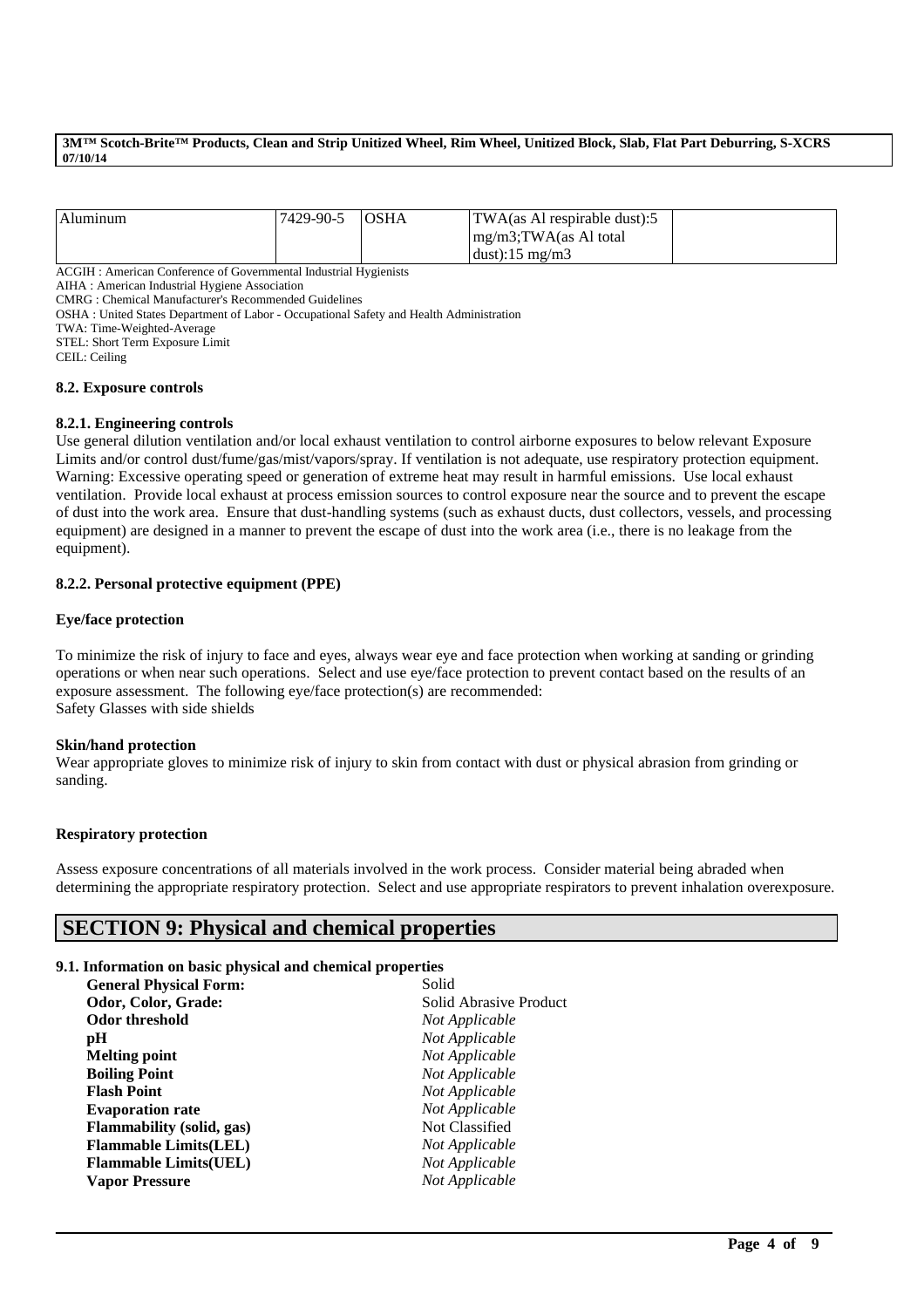| Aluminum | 7429-90-5 | OSHA | TWA(as Al respirable dust):5 mg/m3;TWA(as Al total dust):15 mg/m3 | |
|---|---|---|---|---|

ACGIH : American Conference of Governmental Industrial Hygienists
AIHA : American Industrial Hygiene Association
CMRG : Chemical Manufacturer's Recommended Guidelines
OSHA : United States Department of Labor - Occupational Safety and Health Administration
TWA: Time-Weighted-Average
STEL: Short Term Exposure Limit
CEIL: Ceiling

### 8.2. Exposure controls

#### 8.2.1. Engineering controls

Use general dilution ventilation and/or local exhaust ventilation to control airborne exposures to below relevant Exposure Limits and/or control dust/fume/gas/mist/vapors/spray. If ventilation is not adequate, use respiratory protection equipment. Warning: Excessive operating speed or generation of extreme heat may result in harmful emissions. Use local exhaust ventilation. Provide local exhaust at process emission sources to control exposure near the source and to prevent the escape of dust into the work area. Ensure that dust-handling systems (such as exhaust ducts, dust collectors, vessels, and processing equipment) are designed in a manner to prevent the escape of dust into the work area (i.e., there is no leakage from the equipment).

#### 8.2.2. Personal protective equipment (PPE)

**Eye/face protection**

To minimize the risk of injury to face and eyes, always wear eye and face protection when working at sanding or grinding operations or when near such operations. Select and use eye/face protection to prevent contact based on the results of an exposure assessment. The following eye/face protection(s) are recommended:
Safety Glasses with side shields

**Skin/hand protection**

Wear appropriate gloves to minimize risk of injury to skin from contact with dust or physical abrasion from grinding or sanding.

**Respiratory protection**

Assess exposure concentrations of all materials involved in the work process. Consider material being abraded when determining the appropriate respiratory protection. Select and use appropriate respirators to prevent inhalation overexposure.

## SECTION 9: Physical and chemical properties

### 9.1. Information on basic physical and chemical properties

| | |
|---|---|
| **General Physical Form:** | Solid |
| **Odor, Color, Grade:** | Solid Abrasive Product |
| **Odor threshold** | *Not Applicable* |
| **pH** | *Not Applicable* |
| **Melting point** | *Not Applicable* |
| **Boiling Point** | *Not Applicable* |
| **Flash Point** | *Not Applicable* |
| **Evaporation rate** | *Not Applicable* |
| **Flammability (solid, gas)** | Not Classified |
| **Flammable Limits(LEL)** | *Not Applicable* |
| **Flammable Limits(UEL)** | *Not Applicable* |
| **Vapor Pressure** | *Not Applicable* |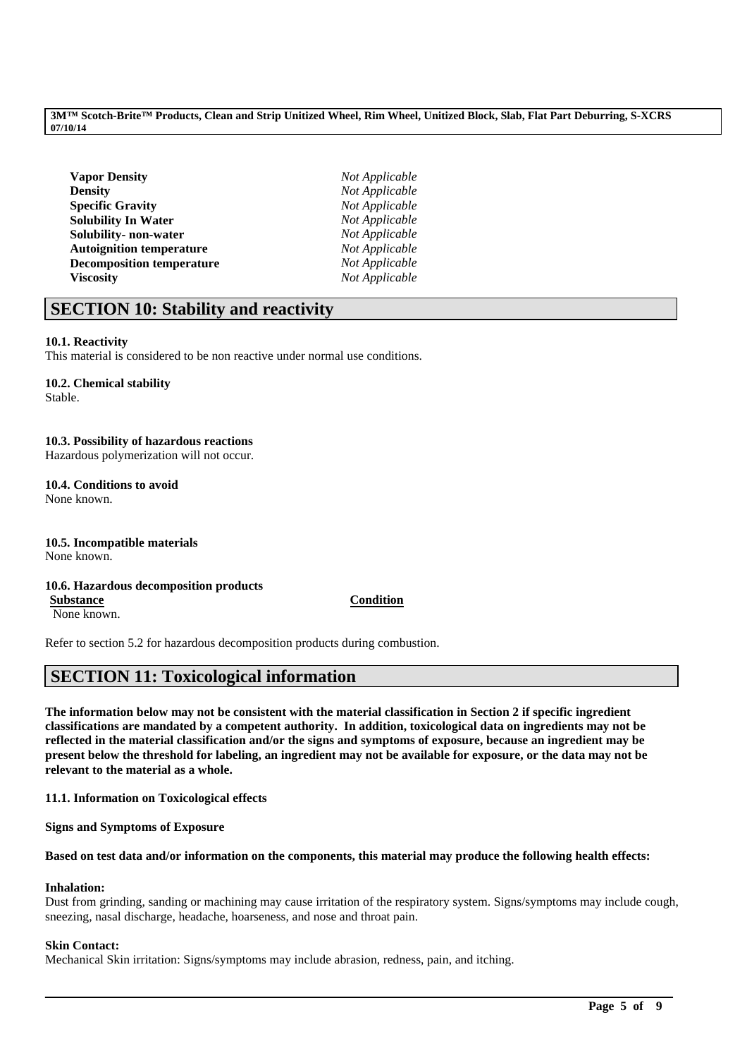| | |
|---|---|
| **Vapor Density** | *Not Applicable* |
| **Density** | *Not Applicable* |
| **Specific Gravity** | *Not Applicable* |
| **Solubility In Water** | *Not Applicable* |
| **Solubility- non-water** | *Not Applicable* |
| **Autoignition temperature** | *Not Applicable* |
| **Decomposition temperature** | *Not Applicable* |
| **Viscosity** | *Not Applicable* |

## SECTION 10: Stability and reactivity

**10.1. Reactivity**
This material is considered to be non reactive under normal use conditions.

**10.2. Chemical stability**
Stable.

**10.3. Possibility of hazardous reactions**
Hazardous polymerization will not occur.

**10.4. Conditions to avoid**
None known.

**10.5. Incompatible materials**
None known.

**10.6. Hazardous decomposition products**

| Substance | Condition |
|---|---|
| None known. | |

Refer to section 5.2 for hazardous decomposition products during combustion.

## SECTION 11: Toxicological information

**The information below may not be consistent with the material classification in Section 2 if specific ingredient classifications are mandated by a competent authority. In addition, toxicological data on ingredients may not be reflected in the material classification and/or the signs and symptoms of exposure, because an ingredient may be present below the threshold for labeling, an ingredient may not be available for exposure, or the data may not be relevant to the material as a whole.**

**11.1. Information on Toxicological effects**

**Signs and Symptoms of Exposure**

**Based on test data and/or information on the components, this material may produce the following health effects:**

**Inhalation:**
Dust from grinding, sanding or machining may cause irritation of the respiratory system. Signs/symptoms may include cough, sneezing, nasal discharge, headache, hoarseness, and nose and throat pain.

**Skin Contact:**
Mechanical Skin irritation: Signs/symptoms may include abrasion, redness, pain, and itching.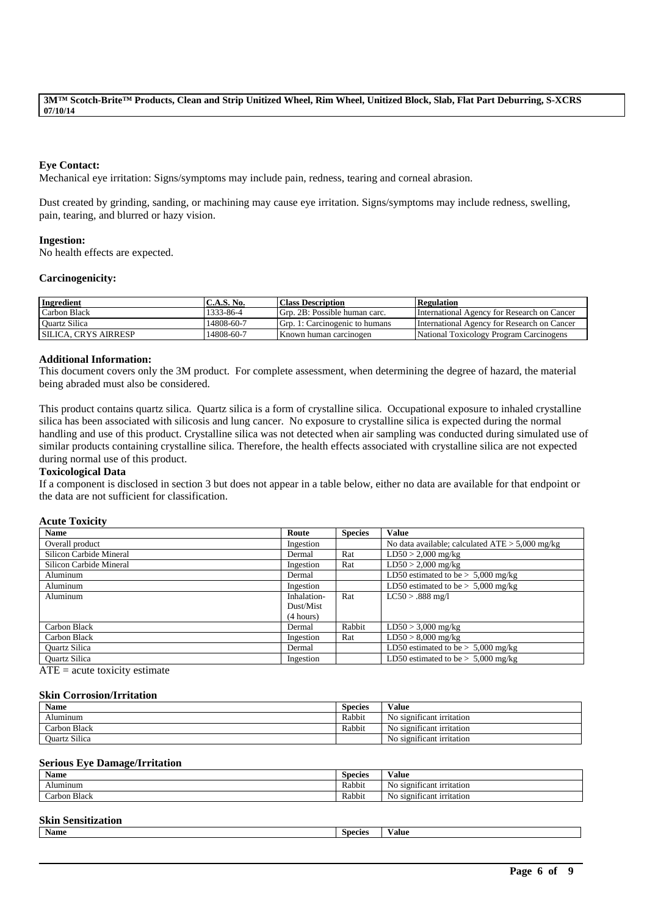**Eye Contact:**
Mechanical eye irritation: Signs/symptoms may include pain, redness, tearing and corneal abrasion.

Dust created by grinding, sanding, or machining may cause eye irritation. Signs/symptoms may include redness, swelling, pain, tearing, and blurred or hazy vision.

**Ingestion:**
No health effects are expected.

**Carcinogenicity:**

| Ingredient | C.A.S. No. | Class Description | Regulation |
|---|---|---|---|
| Carbon Black | 1333-86-4 | Grp. 2B: Possible human carc. | International Agency for Research on Cancer |
| Quartz Silica | 14808-60-7 | Grp. 1: Carcinogenic to humans | International Agency for Research on Cancer |
| SILICA, CRYS AIRRESP | 14808-60-7 | Known human carcinogen | National Toxicology Program Carcinogens |

**Additional Information:**
This document covers only the 3M product. For complete assessment, when determining the degree of hazard, the material being abraded must also be considered.

This product contains quartz silica. Quartz silica is a form of crystalline silica. Occupational exposure to inhaled crystalline silica has been associated with silicosis and lung cancer. No exposure to crystalline silica is expected during the normal handling and use of this product. Crystalline silica was not detected when air sampling was conducted during simulated use of similar products containing crystalline silica. Therefore, the health effects associated with crystalline silica are not expected during normal use of this product.

**Toxicological Data**
If a component is disclosed in section 3 but does not appear in a table below, either no data are available for that endpoint or the data are not sufficient for classification.

**Acute Toxicity**

| Name | Route | Species | Value |
|---|---|---|---|
| Overall product | Ingestion | | No data available; calculated ATE > 5,000 mg/kg |
| Silicon Carbide Mineral | Dermal | Rat | LD50 > 2,000 mg/kg |
| Silicon Carbide Mineral | Ingestion | Rat | LD50 > 2,000 mg/kg |
| Aluminum | Dermal | | LD50 estimated to be > 5,000 mg/kg |
| Aluminum | Ingestion | | LD50 estimated to be > 5,000 mg/kg |
| Aluminum | Inhalation-Dust/Mist (4 hours) | Rat | LC50 > .888 mg/l |
| Carbon Black | Dermal | Rabbit | LD50 > 3,000 mg/kg |
| Carbon Black | Ingestion | Rat | LD50 > 8,000 mg/kg |
| Quartz Silica | Dermal | | LD50 estimated to be > 5,000 mg/kg |
| Quartz Silica | Ingestion | | LD50 estimated to be > 5,000 mg/kg |

ATE = acute toxicity estimate

**Skin Corrosion/Irritation**

| Name | Species | Value |
|---|---|---|
| Aluminum | Rabbit | No significant irritation |
| Carbon Black | Rabbit | No significant irritation |
| Quartz Silica | | No significant irritation |

**Serious Eye Damage/Irritation**

| Name | Species | Value |
|---|---|---|
| Aluminum | Rabbit | No significant irritation |
| Carbon Black | Rabbit | No significant irritation |

**Skin Sensitization**

| Name | Species | Value |
|---|---|---|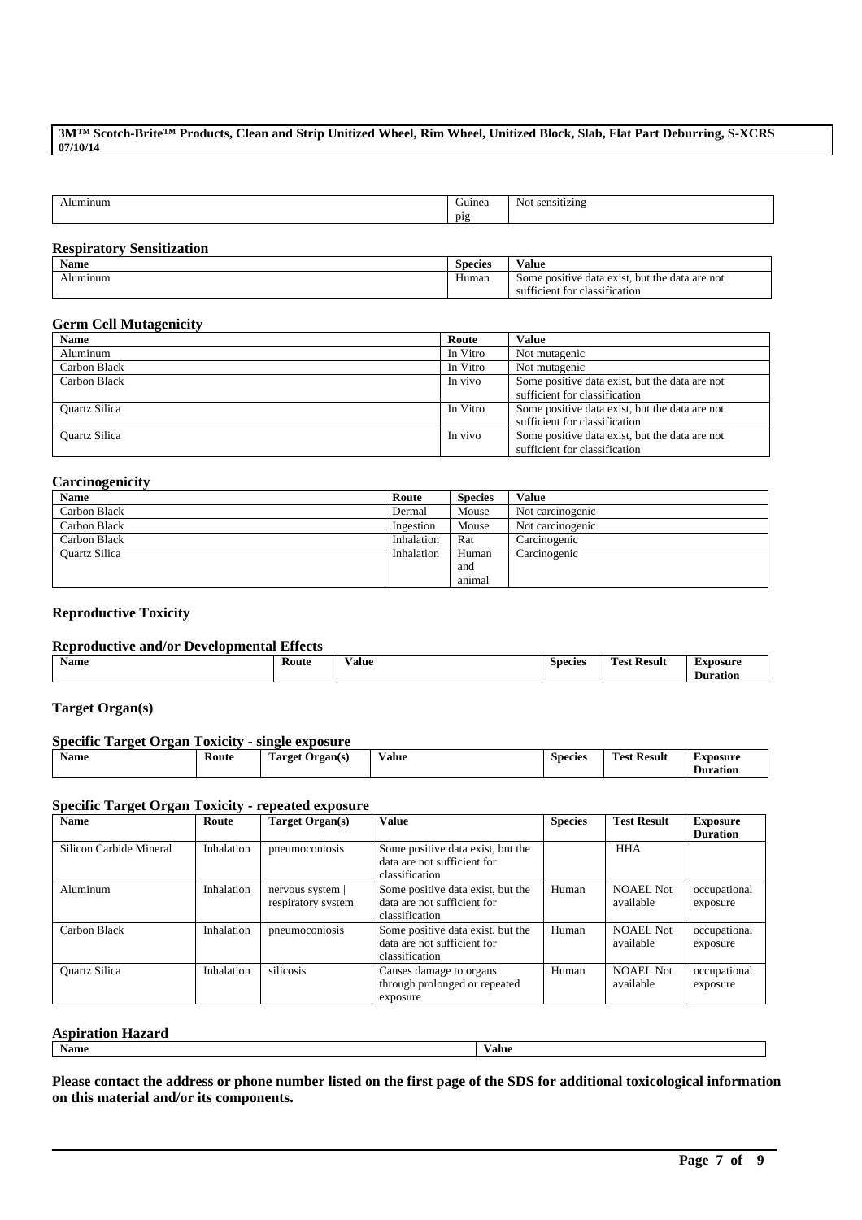| Aluminum | Guinea pig | Not sensitizing |
|---|---|---|

### Respiratory Sensitization

| Name | Species | Value |
|---|---|---|
| Aluminum | Human | Some positive data exist, but the data are not sufficient for classification |

### Germ Cell Mutagenicity

| Name | Route | Value |
|---|---|---|
| Aluminum | In Vitro | Not mutagenic |
| Carbon Black | In Vitro | Not mutagenic |
| Carbon Black | In vivo | Some positive data exist, but the data are not sufficient for classification |
| Quartz Silica | In Vitro | Some positive data exist, but the data are not sufficient for classification |
| Quartz Silica | In vivo | Some positive data exist, but the data are not sufficient for classification |

### Carcinogenicity

| Name | Route | Species | Value |
|---|---|---|---|
| Carbon Black | Dermal | Mouse | Not carcinogenic |
| Carbon Black | Ingestion | Mouse | Not carcinogenic |
| Carbon Black | Inhalation | Rat | Carcinogenic |
| Quartz Silica | Inhalation | Human and animal | Carcinogenic |

### Reproductive Toxicity

### Reproductive and/or Developmental Effects

| Name | Route | Value | Species | Test Result | Exposure Duration |
|---|---|---|---|---|---|

### Target Organ(s)

### Specific Target Organ Toxicity - single exposure

| Name | Route | Target Organ(s) | Value | Species | Test Result | Exposure Duration |
|---|---|---|---|---|---|---|

### Specific Target Organ Toxicity - repeated exposure

| Name | Route | Target Organ(s) | Value | Species | Test Result | Exposure Duration |
|---|---|---|---|---|---|---|
| Silicon Carbide Mineral | Inhalation | pneumoconiosis | Some positive data exist, but the data are not sufficient for classification | | HHA | |
| Aluminum | Inhalation | nervous system \| respiratory system | Some positive data exist, but the data are not sufficient for classification | Human | NOAEL Not available | occupational exposure |
| Carbon Black | Inhalation | pneumoconiosis | Some positive data exist, but the data are not sufficient for classification | Human | NOAEL Not available | occupational exposure |
| Quartz Silica | Inhalation | silicosis | Causes damage to organs through prolonged or repeated exposure | Human | NOAEL Not available | occupational exposure |

### Aspiration Hazard

| Name | Value |
|---|---|

**Please contact the address or phone number listed on the first page of the SDS for additional toxicological information on this material and/or its components.**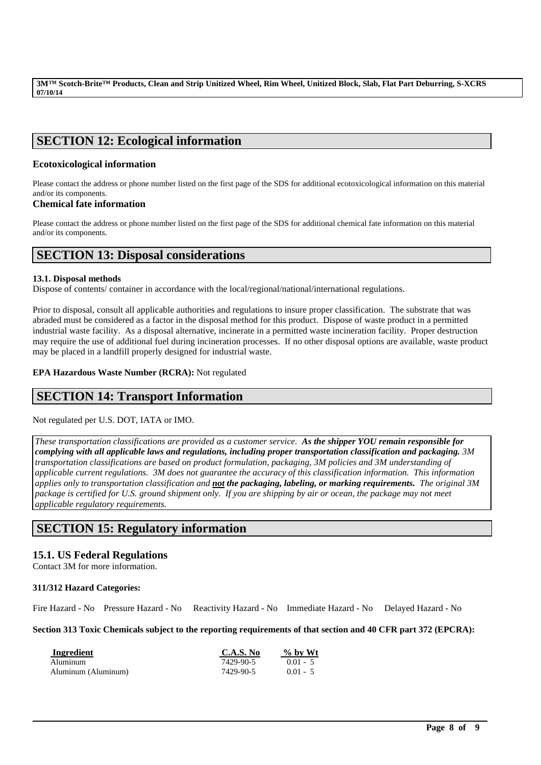## SECTION 12: Ecological information

### Ecotoxicological information

Please contact the address or phone number listed on the first page of the SDS for additional ecotoxicological information on this material and/or its components.

### Chemical fate information

Please contact the address or phone number listed on the first page of the SDS for additional chemical fate information on this material and/or its components.

## SECTION 13: Disposal considerations

**13.1. Disposal methods**

Dispose of contents/ container in accordance with the local/regional/national/international regulations.

Prior to disposal, consult all applicable authorities and regulations to insure proper classification. The substrate that was abraded must be considered as a factor in the disposal method for this product. Dispose of waste product in a permitted industrial waste facility. As a disposal alternative, incinerate in a permitted waste incineration facility. Proper destruction may require the use of additional fuel during incineration processes. If no other disposal options are available, waste product may be placed in a landfill properly designed for industrial waste.

**EPA Hazardous Waste Number (RCRA):** Not regulated

## SECTION 14: Transport Information

Not regulated per U.S. DOT, IATA or IMO.

*These transportation classifications are provided as a customer service.* ***As the shipper YOU remain responsible for complying with all applicable laws and regulations, including proper transportation classification and packaging.*** *3M transportation classifications are based on product formulation, packaging, 3M policies and 3M understanding of applicable current regulations. 3M does not guarantee the accuracy of this classification information. This information applies only to transportation classification and* ***not the packaging, labeling, or marking requirements.*** *The original 3M package is certified for U.S. ground shipment only. If you are shipping by air or ocean, the package may not meet applicable regulatory requirements.*

## SECTION 15: Regulatory information

### 15.1. US Federal Regulations

Contact 3M for more information.

**311/312 Hazard Categories:**

Fire Hazard - No Pressure Hazard - No Reactivity Hazard - No Immediate Hazard - No Delayed Hazard - No

**Section 313 Toxic Chemicals subject to the reporting requirements of that section and 40 CFR part 372 (EPCRA):**

| Ingredient | C.A.S. No | % by Wt |
|---|---|---|
| Aluminum | 7429-90-5 | 0.01 - 5 |
| Aluminum (Aluminum) | 7429-90-5 | 0.01 - 5 |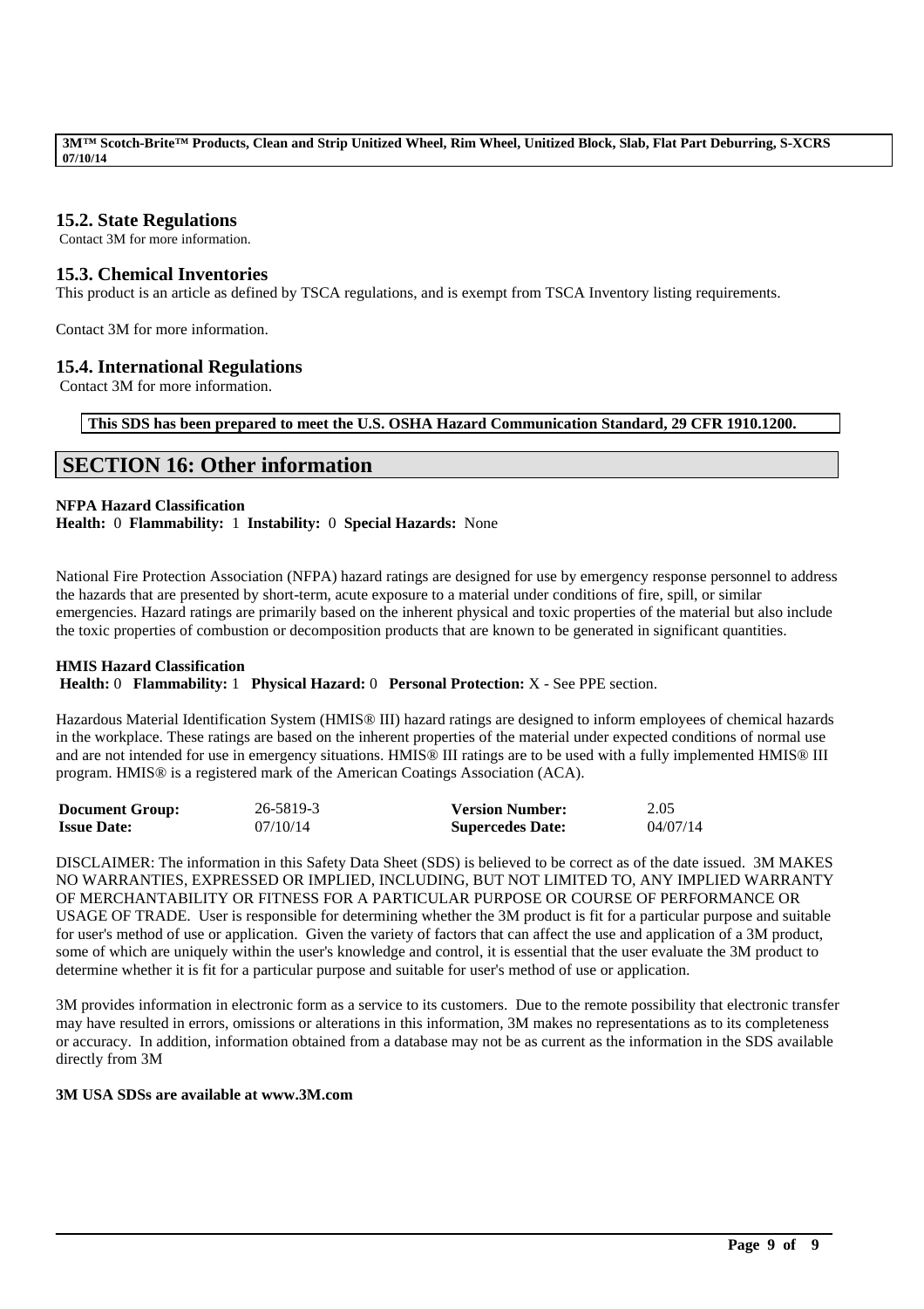## 15.2. State Regulations

Contact 3M for more information.

## 15.3. Chemical Inventories

This product is an article as defined by TSCA regulations, and is exempt from TSCA Inventory listing requirements.

Contact 3M for more information.

## 15.4. International Regulations

Contact 3M for more information.

**This SDS has been prepared to meet the U.S. OSHA Hazard Communication Standard, 29 CFR 1910.1200.**

# SECTION 16: Other information

**NFPA Hazard Classification**

**Health:** 0 **Flammability:** 1 **Instability:** 0 **Special Hazards:** None

National Fire Protection Association (NFPA) hazard ratings are designed for use by emergency response personnel to address the hazards that are presented by short-term, acute exposure to a material under conditions of fire, spill, or similar emergencies. Hazard ratings are primarily based on the inherent physical and toxic properties of the material but also include the toxic properties of combustion or decomposition products that are known to be generated in significant quantities.

**HMIS Hazard Classification**

**Health:** 0 **Flammability:** 1 **Physical Hazard:** 0 **Personal Protection:** X - See PPE section.

Hazardous Material Identification System (HMIS® III) hazard ratings are designed to inform employees of chemical hazards in the workplace. These ratings are based on the inherent properties of the material under expected conditions of normal use and are not intended for use in emergency situations. HMIS® III ratings are to be used with a fully implemented HMIS® III program. HMIS® is a registered mark of the American Coatings Association (ACA).

| | | | |
|---|---|---|---|
| **Document Group:** | 26-5819-3 | **Version Number:** | 2.05 |
| **Issue Date:** | 07/10/14 | **Supercedes Date:** | 04/07/14 |

DISCLAIMER: The information in this Safety Data Sheet (SDS) is believed to be correct as of the date issued. 3M MAKES NO WARRANTIES, EXPRESSED OR IMPLIED, INCLUDING, BUT NOT LIMITED TO, ANY IMPLIED WARRANTY OF MERCHANTABILITY OR FITNESS FOR A PARTICULAR PURPOSE OR COURSE OF PERFORMANCE OR USAGE OF TRADE. User is responsible for determining whether the 3M product is fit for a particular purpose and suitable for user's method of use or application. Given the variety of factors that can affect the use and application of a 3M product, some of which are uniquely within the user's knowledge and control, it is essential that the user evaluate the 3M product to determine whether it is fit for a particular purpose and suitable for user's method of use or application.

3M provides information in electronic form as a service to its customers. Due to the remote possibility that electronic transfer may have resulted in errors, omissions or alterations in this information, 3M makes no representations as to its completeness or accuracy. In addition, information obtained from a database may not be as current as the information in the SDS available directly from 3M

**3M USA SDSs are available at www.3M.com**